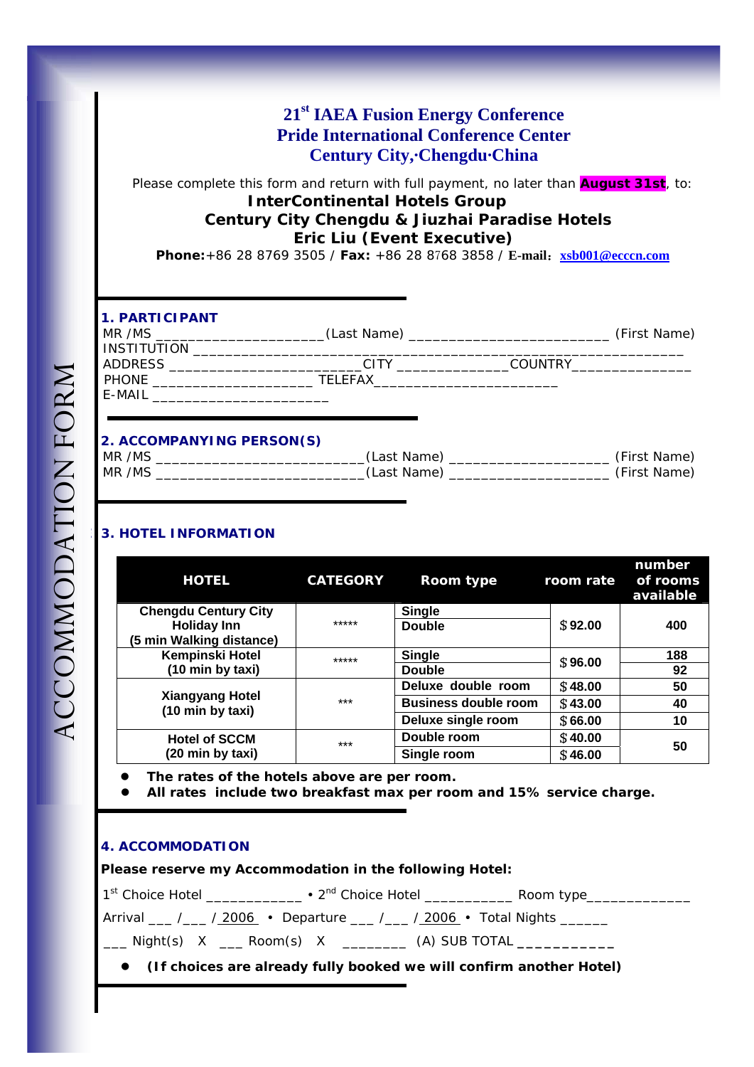ACCOMMODATION FORM

# 21st IAEA Fusion Energy Conference
# Pride International Conference Center
# Century City,·Chengdu·China

Please complete this form and return with full payment, no later than **August 31st**, to:

**InterContinental Hotels Group**
**Century City Chengdu & Jiuzhai Paradise Hotels**
**Eric Liu (Event Executive)**
**Phone:**+86 28 8769 3505 / **Fax:** +86 28 8768 3858 / **E-mail**：xsb001@ecccn.com

## 1. PARTICIPANT

MR /MS ____________________(Last Name) _______________________ (First Name)
INSTITUTION __________________________________________________________
ADDRESS ______________________CITY _____________COUNTRY______________
PHONE ___________________ TELEFAX_____________________
E-MAIL ____________________

## 2. ACCOMPANYING PERSON(S)

MR /MS _______________________(Last Name) __________________ (First Name)
MR /MS _______________________(Last Name) __________________ (First Name)

## 3. HOTEL INFORMATION

| HOTEL | CATEGORY | Room type | room rate | number of rooms available |
|---|---|---|---|---|
| Chengdu Century City Holiday Inn (5 min Walking distance) | ***** | Single | $92.00 | 400 |
| | | Double | | |
| Kempinski Hotel (10 min by taxi) | ***** | Single | $96.00 | 188 |
| | | Double | | 92 |
| Xiangyang Hotel (10 min by taxi) | *** | Deluxe double room | $48.00 | 50 |
| | | Business double room | $43.00 | 40 |
| | | Deluxe single room | $66.00 | 10 |
| Hotel of SCCM (20 min by taxi) | *** | Double room | $40.00 | 50 |
| | | Single room | $46.00 | |

- **The rates of the hotels above are per room.**
- **All rates include two breakfast max per room and 15% service charge.**

## 4. ACCOMMODATION

**Please reserve my Accommodation in the following Hotel:**

1st Choice Hotel ___________ • 2nd Choice Hotel __________ Room type____________

Arrival ___ /___ / 2006 • Departure ___ /___ / 2006 • Total Nights ______

___ Night(s) X ___ Room(s) X _______ (A) SUB TOTAL ___________

- **(If choices are already fully booked we will confirm another Hotel)**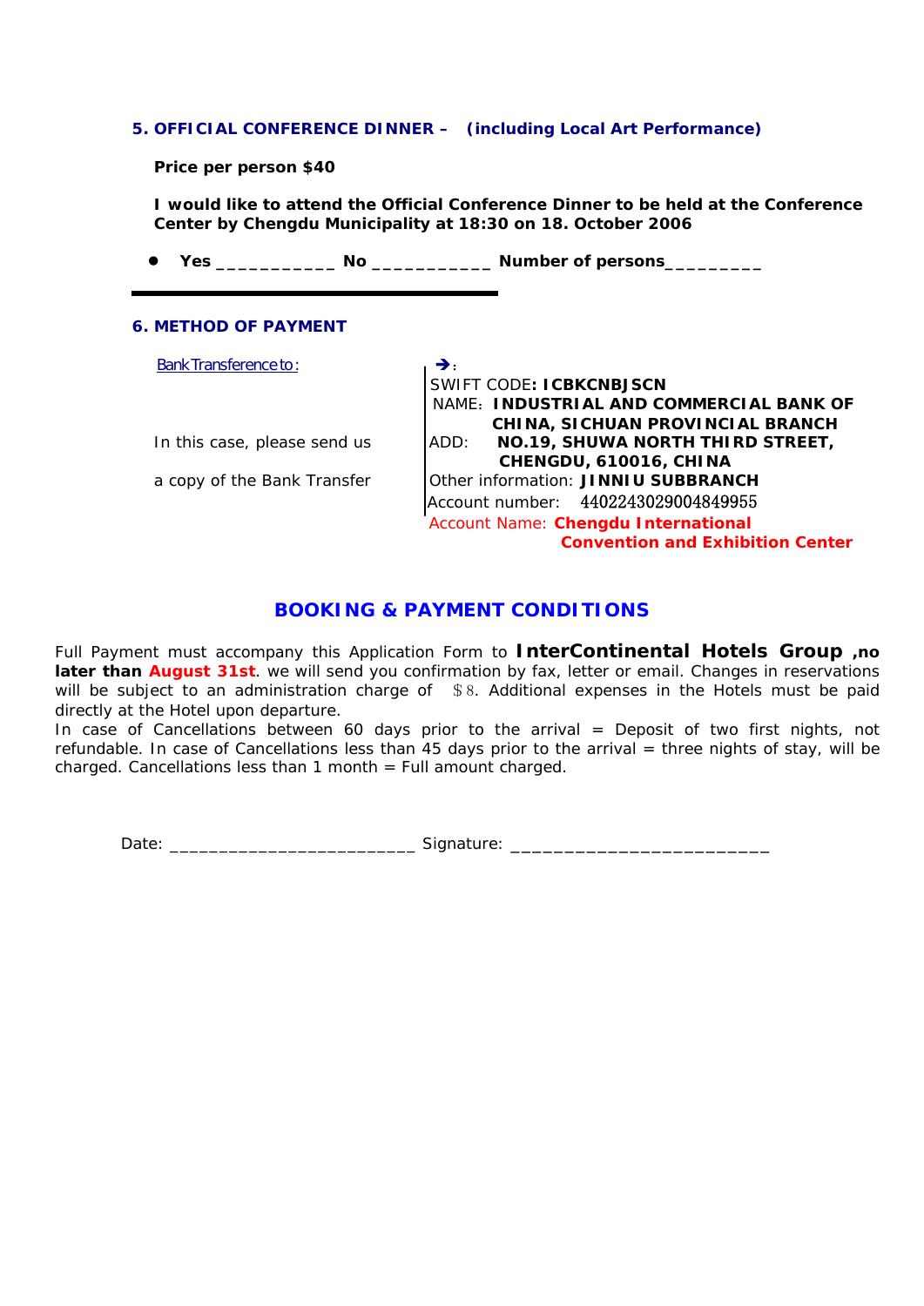## 5. OFFICIAL CONFERENCE DINNER – (including Local Art Performance)

**Price per person $40**

**I would like to attend the Official Conference Dinner to be held at the Conference Center by Chengdu Municipality at 18:30 on 18. October 2006**

- **Yes** ___________ **No** ___________ **Number of persons**_________

---

## 6. METHOD OF PAYMENT

Bank Transference to:

In this case, please send us a copy of the Bank Transfer

➔:

SWIFT CODE**: ICBKCNBJSCN**
NAME: **INDUSTRIAL AND COMMERCIAL BANK OF CHINA, SICHUAN PROVINCIAL BRANCH**
ADD: **NO.19, SHUWA NORTH THIRD STREET, CHENGDU, 610016, CHINA**
Other information: **JINNIU SUBBRANCH**
Account number: 4402243029004849955
Account Name: **Chengdu International Convention and Exhibition Center**

## BOOKING & PAYMENT CONDITIONS

Full Payment must accompany this Application Form to **InterContinental Hotels Group ,no later than August 31st**. we will send you confirmation by fax, letter or email. Changes in reservations will be subject to an administration charge of ＄8. Additional expenses in the Hotels must be paid directly at the Hotel upon departure.
In case of Cancellations between 60 days prior to the arrival = Deposit of two first nights, not refundable. In case of Cancellations less than 45 days prior to the arrival = three nights of stay, will be charged. Cancellations less than 1 month = Full amount charged.

Date: ________________________ Signature: _________________________